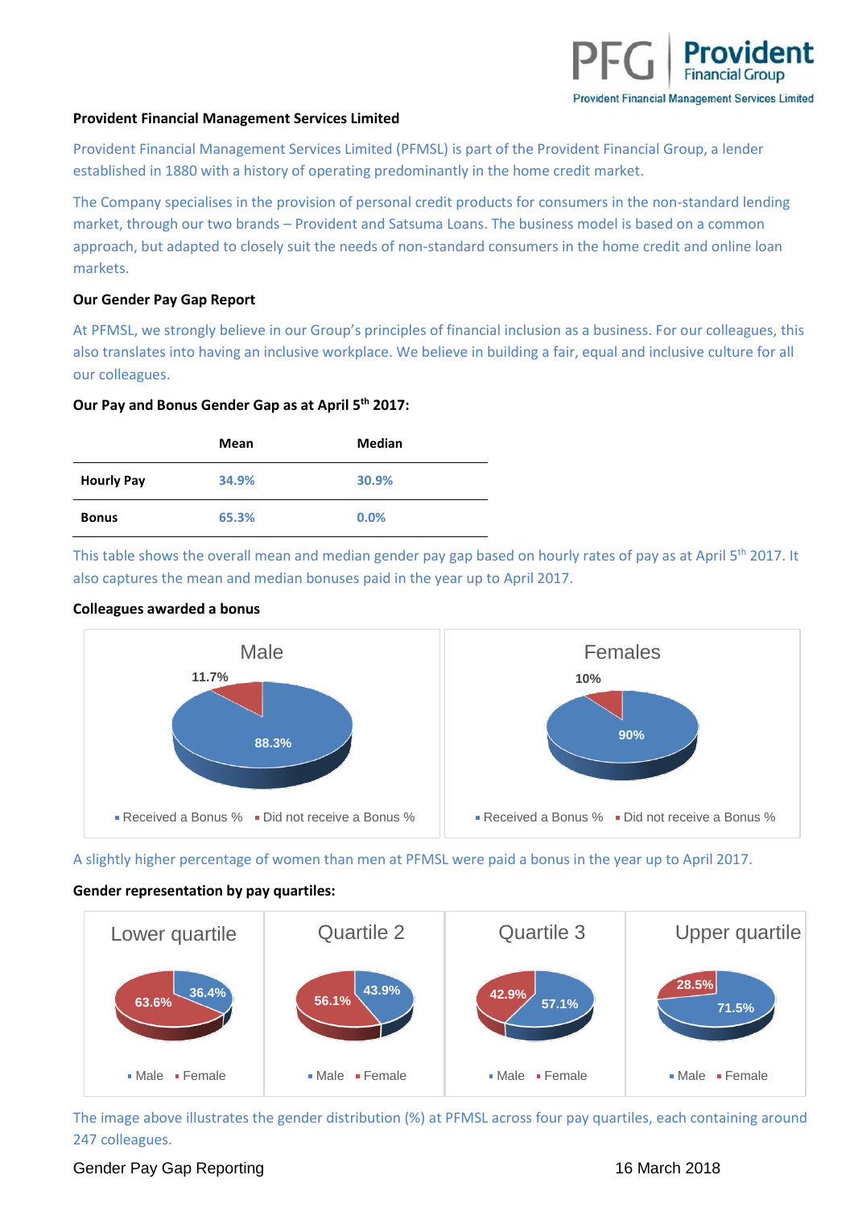**Provident Financial Management Services Limited**

Provident Financial Management Services Limited (PFMSL) is part of the Provident Financial Group, a lender established in 1880 with a history of operating predominantly in the home credit market.

The Company specialises in the provision of personal credit products for consumers in the non-standard lending market, through our two brands – Provident and Satsuma Loans. The business model is based on a common approach, but adapted to closely suit the needs of non-standard consumers in the home credit and online loan markets.

**Our Gender Pay Gap Report**

At PFMSL, we strongly believe in our Group's principles of financial inclusion as a business. For our colleagues, this also translates into having an inclusive workplace. We believe in building a fair, equal and inclusive culture for all our colleagues.

**Our Pay and Bonus Gender Gap as at April 5th 2017:**

| | Mean | Median |
|---|---|---|
| **Hourly Pay** | 34.9% | 30.9% |
| **Bonus** | 65.3% | 0.0% |

This table shows the overall mean and median gender pay gap based on hourly rates of pay as at April 5th 2017. It also captures the mean and median bonuses paid in the year up to April 2017.

**Colleagues awarded a bonus**

Male: Received a Bonus % 11.7%; Did not receive a Bonus % 88.3%

Females: Received a Bonus % 10%; Did not receive a Bonus % 90%

A slightly higher percentage of women than men at PFMSL were paid a bonus in the year up to April 2017.

**Gender representation by pay quartiles:**

| | Male | Female |
|---|---|---|
| Lower quartile | 36.4% | 63.6% |
| Quartile 2 | 43.9% | 56.1% |
| Quartile 3 | 57.1% | 42.9% |
| Upper quartile | 71.5% | 28.5% |

The image above illustrates the gender distribution (%) at PFMSL across four pay quartiles, each containing around 247 colleagues.

Gender Pay Gap Reporting 16 March 2018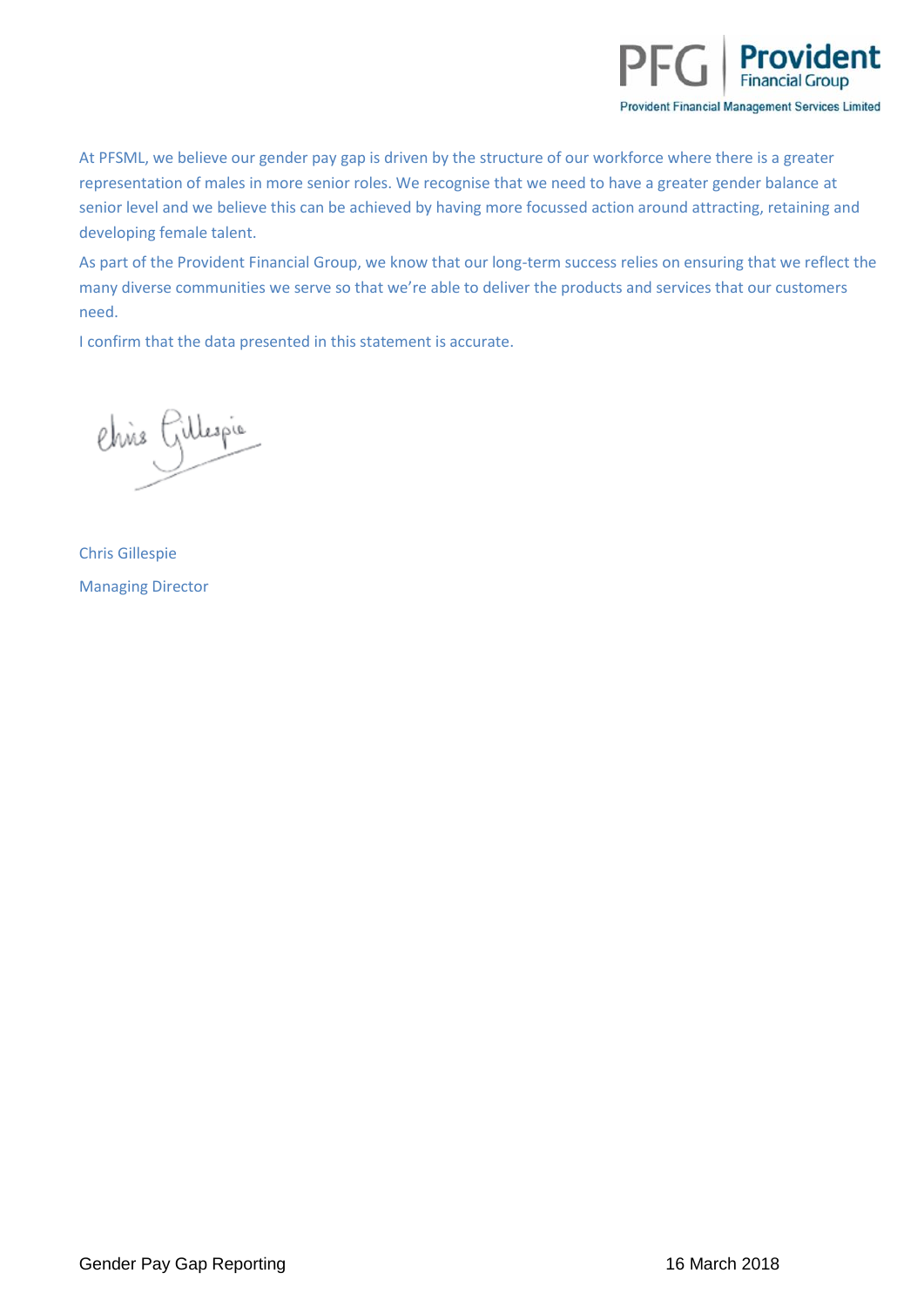At PFSML, we believe our gender pay gap is driven by the structure of our workforce where there is a greater representation of males in more senior roles. We recognise that we need to have a greater gender balance at senior level and we believe this can be achieved by having more focussed action around attracting, retaining and developing female talent.

As part of the Provident Financial Group, we know that our long-term success relies on ensuring that we reflect the many diverse communities we serve so that we're able to deliver the products and services that our customers need.

I confirm that the data presented in this statement is accurate.

Chris Gillespie

Managing Director